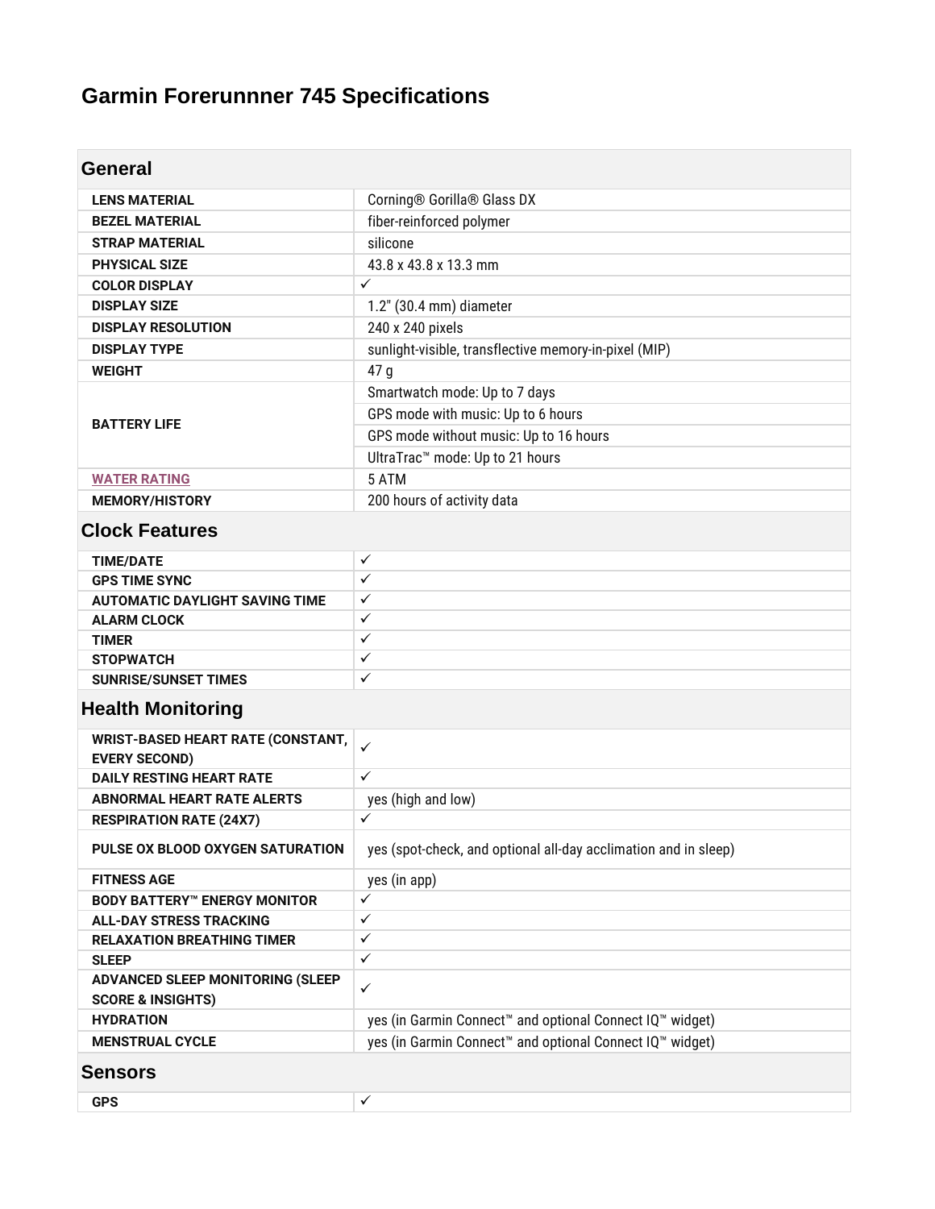# Garmin Forerunnner 745 Specifications

## General

| | |
|---|---|
| **LENS MATERIAL** | Corning® Gorilla® Glass DX |
| **BEZEL MATERIAL** | fiber-reinforced polymer |
| **STRAP MATERIAL** | silicone |
| **PHYSICAL SIZE** | 43.8 x 43.8 x 13.3 mm |
| **COLOR DISPLAY** | ✓ |
| **DISPLAY SIZE** | 1.2" (30.4 mm) diameter |
| **DISPLAY RESOLUTION** | 240 x 240 pixels |
| **DISPLAY TYPE** | sunlight-visible, transflective memory-in-pixel (MIP) |
| **WEIGHT** | 47 g |
| **BATTERY LIFE** | Smartwatch mode: Up to 7 days |
| | GPS mode with music: Up to 6 hours |
| | GPS mode without music: Up to 16 hours |
| | UltraTrac™ mode: Up to 21 hours |
| **WATER RATING** | 5 ATM |
| **MEMORY/HISTORY** | 200 hours of activity data |

## Clock Features

| | |
|---|---|
| **TIME/DATE** | ✓ |
| **GPS TIME SYNC** | ✓ |
| **AUTOMATIC DAYLIGHT SAVING TIME** | ✓ |
| **ALARM CLOCK** | ✓ |
| **TIMER** | ✓ |
| **STOPWATCH** | ✓ |
| **SUNRISE/SUNSET TIMES** | ✓ |

## Health Monitoring

| | |
|---|---|
| **WRIST-BASED HEART RATE (CONSTANT, EVERY SECOND)** | ✓ |
| **DAILY RESTING HEART RATE** | ✓ |
| **ABNORMAL HEART RATE ALERTS** | yes (high and low) |
| **RESPIRATION RATE (24X7)** | ✓ |
| **PULSE OX BLOOD OXYGEN SATURATION** | yes (spot-check, and optional all-day acclimation and in sleep) |
| **FITNESS AGE** | yes (in app) |
| **BODY BATTERY™ ENERGY MONITOR** | ✓ |
| **ALL-DAY STRESS TRACKING** | ✓ |
| **RELAXATION BREATHING TIMER** | ✓ |
| **SLEEP** | ✓ |
| **ADVANCED SLEEP MONITORING (SLEEP SCORE & INSIGHTS)** | ✓ |
| **HYDRATION** | yes (in Garmin Connect™ and optional Connect IQ™ widget) |
| **MENSTRUAL CYCLE** | yes (in Garmin Connect™ and optional Connect IQ™ widget) |

## Sensors

| | |
|---|---|
| **GPS** | ✓ |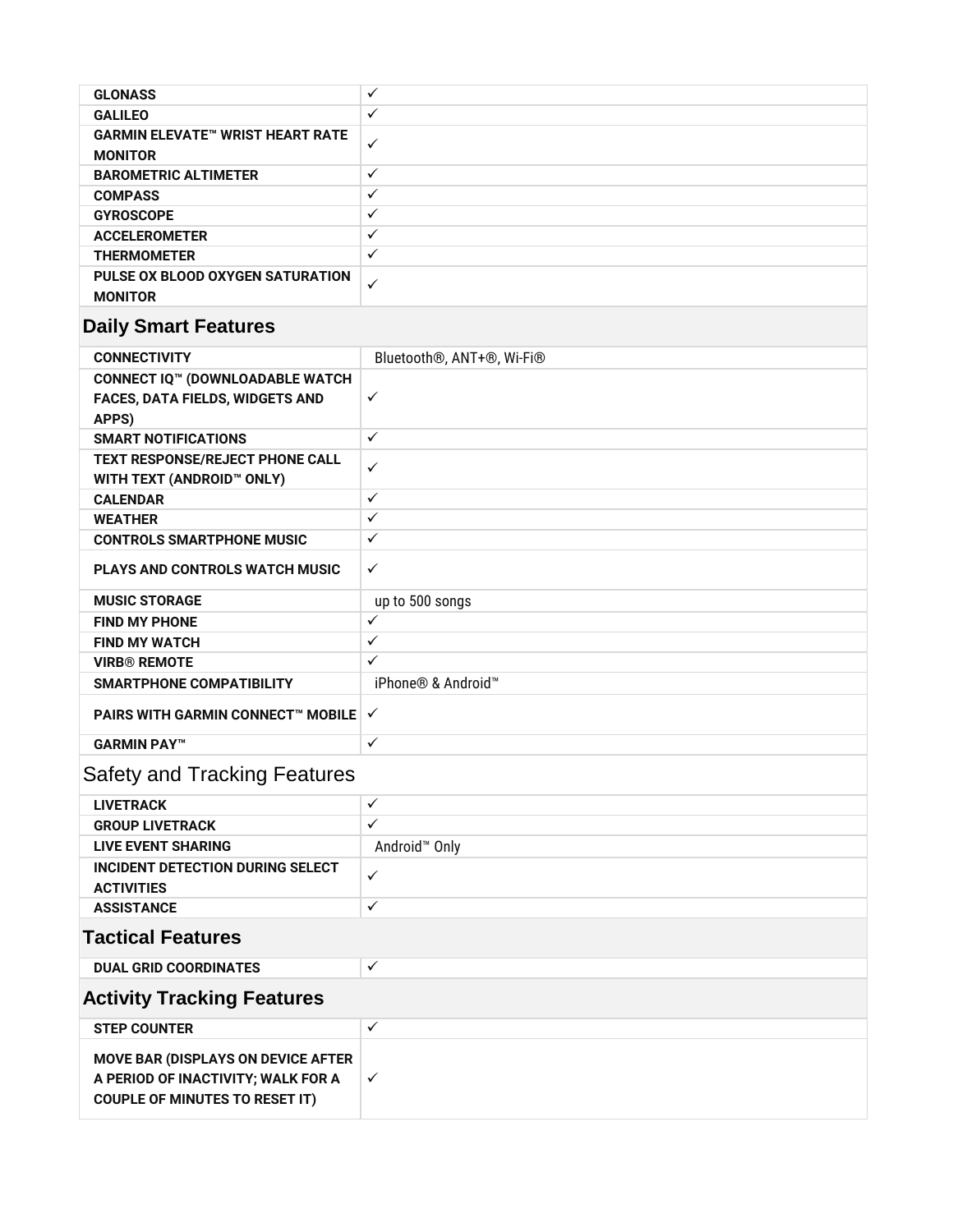| | |
|---|---|
| **GLONASS** | ✓ |
| **GALILEO** | ✓ |
| **GARMIN ELEVATE™ WRIST HEART RATE MONITOR** | ✓ |
| **BAROMETRIC ALTIMETER** | ✓ |
| **COMPASS** | ✓ |
| **GYROSCOPE** | ✓ |
| **ACCELEROMETER** | ✓ |
| **THERMOMETER** | ✓ |
| **PULSE OX BLOOD OXYGEN SATURATION MONITOR** | ✓ |

## Daily Smart Features

| | |
|---|---|
| **CONNECTIVITY** | Bluetooth®, ANT+®, Wi-Fi® |
| **CONNECT IQ™ (DOWNLOADABLE WATCH FACES, DATA FIELDS, WIDGETS AND APPS)** | ✓ |
| **SMART NOTIFICATIONS** | ✓ |
| **TEXT RESPONSE/REJECT PHONE CALL WITH TEXT (ANDROID™ ONLY)** | ✓ |
| **CALENDAR** | ✓ |
| **WEATHER** | ✓ |
| **CONTROLS SMARTPHONE MUSIC** | ✓ |
| **PLAYS AND CONTROLS WATCH MUSIC** | ✓ |
| **MUSIC STORAGE** | up to 500 songs |
| **FIND MY PHONE** | ✓ |
| **FIND MY WATCH** | ✓ |
| **VIRB® REMOTE** | ✓ |
| **SMARTPHONE COMPATIBILITY** | iPhone® & Android™ |
| **PAIRS WITH GARMIN CONNECT™ MOBILE** | ✓ |
| **GARMIN PAY™** | ✓ |

## Safety and Tracking Features

| | |
|---|---|
| **LIVETRACK** | ✓ |
| **GROUP LIVETRACK** | ✓ |
| **LIVE EVENT SHARING** | Android™ Only |
| **INCIDENT DETECTION DURING SELECT ACTIVITIES** | ✓ |
| **ASSISTANCE** | ✓ |

## Tactical Features

| | |
|---|---|
| **DUAL GRID COORDINATES** | ✓ |

## Activity Tracking Features

| | |
|---|---|
| **STEP COUNTER** | ✓ |
| **MOVE BAR (DISPLAYS ON DEVICE AFTER A PERIOD OF INACTIVITY; WALK FOR A COUPLE OF MINUTES TO RESET IT)** | ✓ |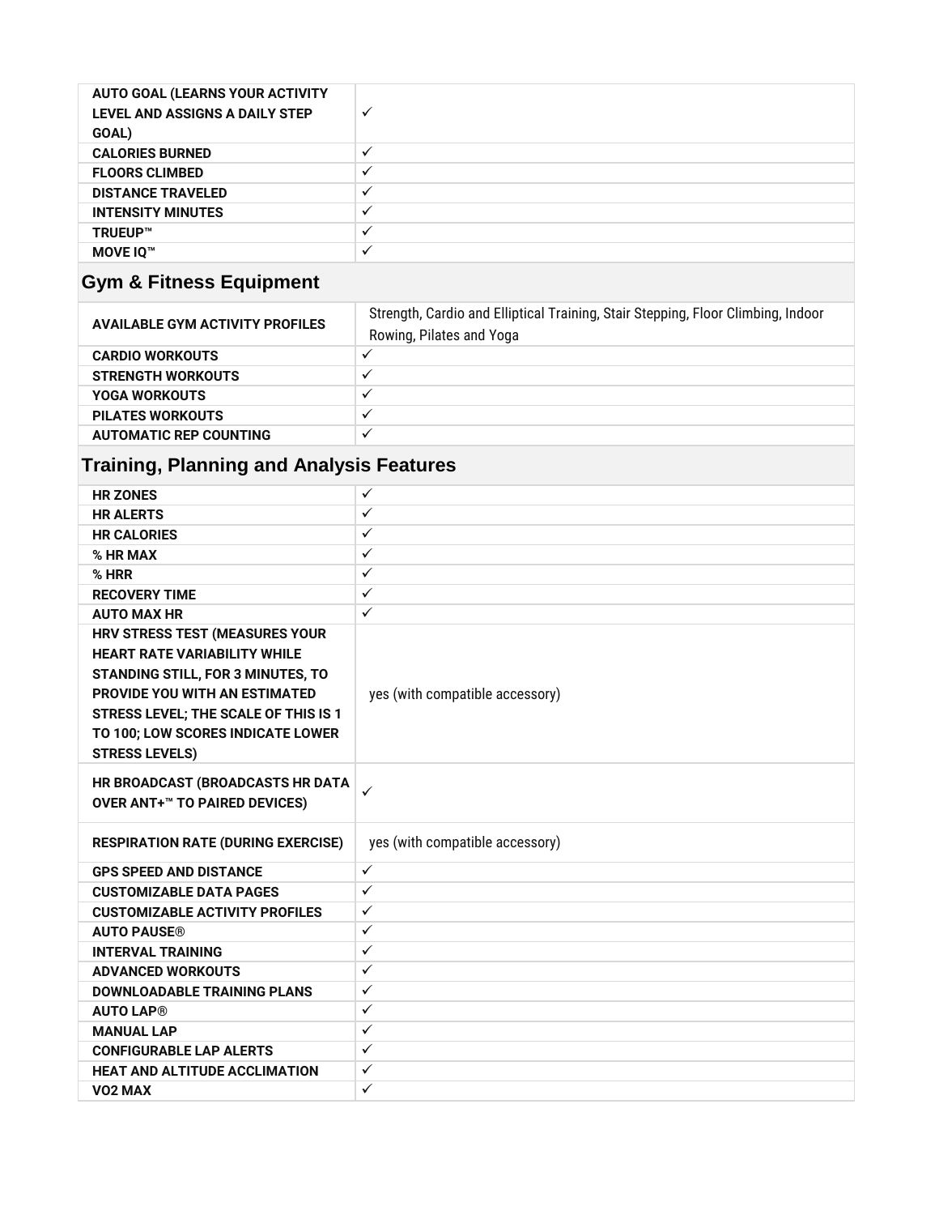| | |
|---|---|
| **AUTO GOAL (LEARNS YOUR ACTIVITY LEVEL AND ASSIGNS A DAILY STEP GOAL)** | ✓ |
| **CALORIES BURNED** | ✓ |
| **FLOORS CLIMBED** | ✓ |
| **DISTANCE TRAVELED** | ✓ |
| **INTENSITY MINUTES** | ✓ |
| **TRUEUP™** | ✓ |
| **MOVE IQ™** | ✓ |

## Gym & Fitness Equipment

| | |
|---|---|
| **AVAILABLE GYM ACTIVITY PROFILES** | Strength, Cardio and Elliptical Training, Stair Stepping, Floor Climbing, Indoor Rowing, Pilates and Yoga |
| **CARDIO WORKOUTS** | ✓ |
| **STRENGTH WORKOUTS** | ✓ |
| **YOGA WORKOUTS** | ✓ |
| **PILATES WORKOUTS** | ✓ |
| **AUTOMATIC REP COUNTING** | ✓ |

## Training, Planning and Analysis Features

| | |
|---|---|
| **HR ZONES** | ✓ |
| **HR ALERTS** | ✓ |
| **HR CALORIES** | ✓ |
| **% HR MAX** | ✓ |
| **% HRR** | ✓ |
| **RECOVERY TIME** | ✓ |
| **AUTO MAX HR** | ✓ |
| **HRV STRESS TEST (MEASURES YOUR HEART RATE VARIABILITY WHILE STANDING STILL, FOR 3 MINUTES, TO PROVIDE YOU WITH AN ESTIMATED STRESS LEVEL; THE SCALE OF THIS IS 1 TO 100; LOW SCORES INDICATE LOWER STRESS LEVELS)** | yes (with compatible accessory) |
| **HR BROADCAST (BROADCASTS HR DATA OVER ANT+™ TO PAIRED DEVICES)** | ✓ |
| **RESPIRATION RATE (DURING EXERCISE)** | yes (with compatible accessory) |
| **GPS SPEED AND DISTANCE** | ✓ |
| **CUSTOMIZABLE DATA PAGES** | ✓ |
| **CUSTOMIZABLE ACTIVITY PROFILES** | ✓ |
| **AUTO PAUSE®** | ✓ |
| **INTERVAL TRAINING** | ✓ |
| **ADVANCED WORKOUTS** | ✓ |
| **DOWNLOADABLE TRAINING PLANS** | ✓ |
| **AUTO LAP®** | ✓ |
| **MANUAL LAP** | ✓ |
| **CONFIGURABLE LAP ALERTS** | ✓ |
| **HEAT AND ALTITUDE ACCLIMATION** | ✓ |
| **VO2 MAX** | ✓ |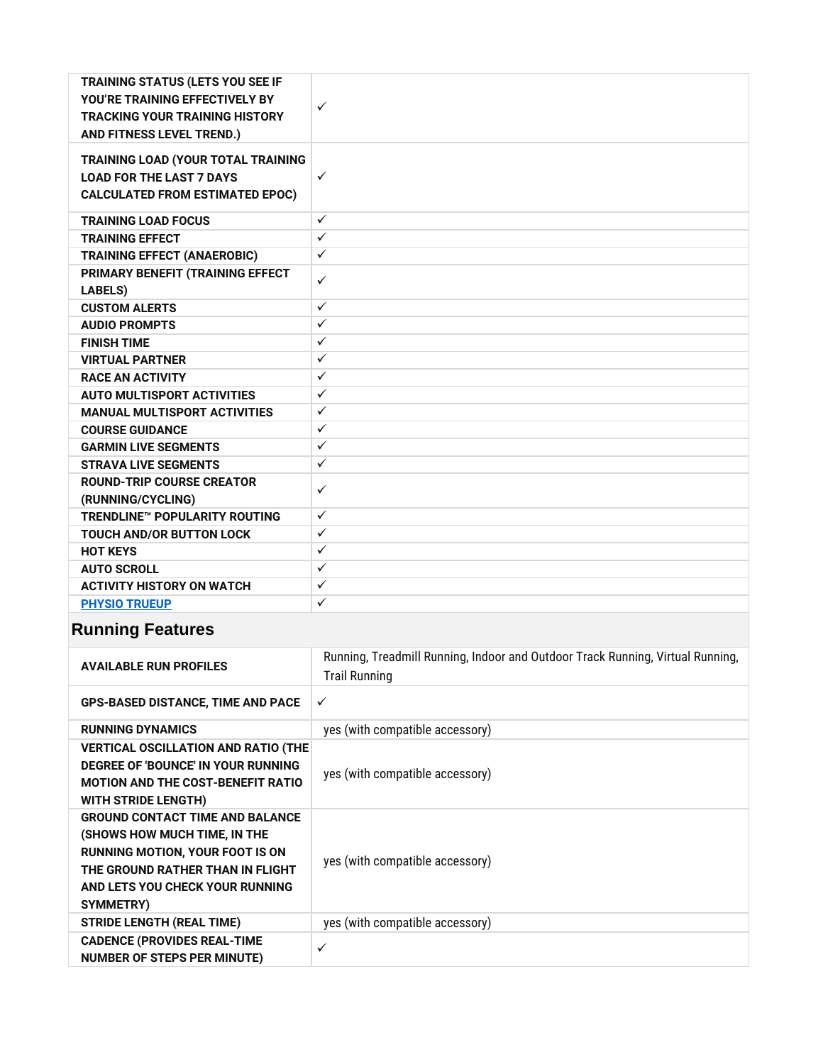| | |
|---|---|
| TRAINING STATUS (LETS YOU SEE IF YOU'RE TRAINING EFFECTIVELY BY TRACKING YOUR TRAINING HISTORY AND FITNESS LEVEL TREND.) | ✓ |
| TRAINING LOAD (YOUR TOTAL TRAINING LOAD FOR THE LAST 7 DAYS CALCULATED FROM ESTIMATED EPOC) | ✓ |
| TRAINING LOAD FOCUS | ✓ |
| TRAINING EFFECT | ✓ |
| TRAINING EFFECT (ANAEROBIC) | ✓ |
| PRIMARY BENEFIT (TRAINING EFFECT LABELS) | ✓ |
| CUSTOM ALERTS | ✓ |
| AUDIO PROMPTS | ✓ |
| FINISH TIME | ✓ |
| VIRTUAL PARTNER | ✓ |
| RACE AN ACTIVITY | ✓ |
| AUTO MULTISPORT ACTIVITIES | ✓ |
| MANUAL MULTISPORT ACTIVITIES | ✓ |
| COURSE GUIDANCE | ✓ |
| GARMIN LIVE SEGMENTS | ✓ |
| STRAVA LIVE SEGMENTS | ✓ |
| ROUND-TRIP COURSE CREATOR (RUNNING/CYCLING) | ✓ |
| TRENDLINE™ POPULARITY ROUTING | ✓ |
| TOUCH AND/OR BUTTON LOCK | ✓ |
| HOT KEYS | ✓ |
| AUTO SCROLL | ✓ |
| ACTIVITY HISTORY ON WATCH | ✓ |
| PHYSIO TRUEUP | ✓ |

## Running Features

| | |
|---|---|
| AVAILABLE RUN PROFILES | Running, Treadmill Running, Indoor and Outdoor Track Running, Virtual Running, Trail Running |
| GPS-BASED DISTANCE, TIME AND PACE | ✓ |
| RUNNING DYNAMICS | yes (with compatible accessory) |
| VERTICAL OSCILLATION AND RATIO (THE DEGREE OF 'BOUNCE' IN YOUR RUNNING MOTION AND THE COST-BENEFIT RATIO WITH STRIDE LENGTH) | yes (with compatible accessory) |
| GROUND CONTACT TIME AND BALANCE (SHOWS HOW MUCH TIME, IN THE RUNNING MOTION, YOUR FOOT IS ON THE GROUND RATHER THAN IN FLIGHT AND LETS YOU CHECK YOUR RUNNING SYMMETRY) | yes (with compatible accessory) |
| STRIDE LENGTH (REAL TIME) | yes (with compatible accessory) |
| CADENCE (PROVIDES REAL-TIME NUMBER OF STEPS PER MINUTE) | ✓ |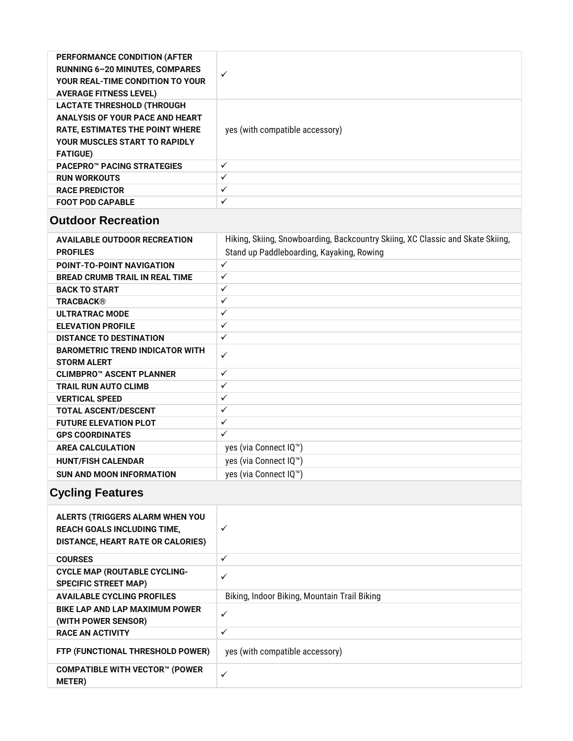| | |
|---|---|
| **PERFORMANCE CONDITION (AFTER RUNNING 6–20 MINUTES, COMPARES YOUR REAL-TIME CONDITION TO YOUR AVERAGE FITNESS LEVEL)** | ✓ |
| **LACTATE THRESHOLD (THROUGH ANALYSIS OF YOUR PACE AND HEART RATE, ESTIMATES THE POINT WHERE YOUR MUSCLES START TO RAPIDLY FATIGUE)** | yes (with compatible accessory) |
| **PACEPRO™ PACING STRATEGIES** | ✓ |
| **RUN WORKOUTS** | ✓ |
| **RACE PREDICTOR** | ✓ |
| **FOOT POD CAPABLE** | ✓ |

## Outdoor Recreation

| | |
|---|---|
| **AVAILABLE OUTDOOR RECREATION PROFILES** | Hiking, Skiing, Snowboarding, Backcountry Skiing, XC Classic and Skate Skiing, Stand up Paddleboarding, Kayaking, Rowing |
| **POINT-TO-POINT NAVIGATION** | ✓ |
| **BREAD CRUMB TRAIL IN REAL TIME** | ✓ |
| **BACK TO START** | ✓ |
| **TRACBACK®** | ✓ |
| **ULTRATRAC MODE** | ✓ |
| **ELEVATION PROFILE** | ✓ |
| **DISTANCE TO DESTINATION** | ✓ |
| **BAROMETRIC TREND INDICATOR WITH STORM ALERT** | ✓ |
| **CLIMBPRO™ ASCENT PLANNER** | ✓ |
| **TRAIL RUN AUTO CLIMB** | ✓ |
| **VERTICAL SPEED** | ✓ |
| **TOTAL ASCENT/DESCENT** | ✓ |
| **FUTURE ELEVATION PLOT** | ✓ |
| **GPS COORDINATES** | ✓ |
| **AREA CALCULATION** | yes (via Connect IQ™) |
| **HUNT/FISH CALENDAR** | yes (via Connect IQ™) |
| **SUN AND MOON INFORMATION** | yes (via Connect IQ™) |

## Cycling Features

| | |
|---|---|
| **ALERTS (TRIGGERS ALARM WHEN YOU REACH GOALS INCLUDING TIME, DISTANCE, HEART RATE OR CALORIES)** | ✓ |
| **COURSES** | ✓ |
| **CYCLE MAP (ROUTABLE CYCLING-SPECIFIC STREET MAP)** | ✓ |
| **AVAILABLE CYCLING PROFILES** | Biking, Indoor Biking, Mountain Trail Biking |
| **BIKE LAP AND LAP MAXIMUM POWER (WITH POWER SENSOR)** | ✓ |
| **RACE AN ACTIVITY** | ✓ |
| **FTP (FUNCTIONAL THRESHOLD POWER)** | yes (with compatible accessory) |
| **COMPATIBLE WITH VECTOR™ (POWER METER)** | ✓ |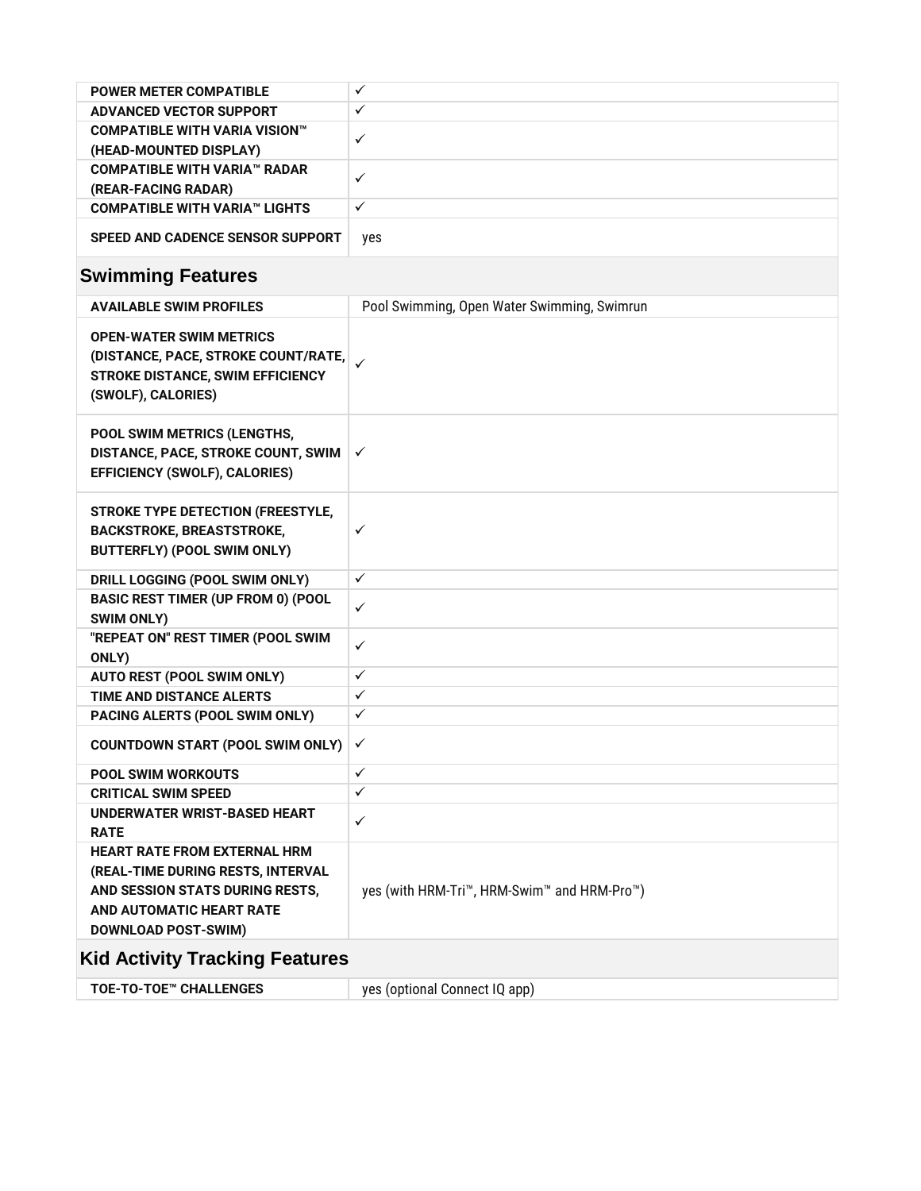| | |
|---|---|
| **POWER METER COMPATIBLE** | ✓ |
| **ADVANCED VECTOR SUPPORT** | ✓ |
| **COMPATIBLE WITH VARIA VISION™ (HEAD-MOUNTED DISPLAY)** | ✓ |
| **COMPATIBLE WITH VARIA™ RADAR (REAR-FACING RADAR)** | ✓ |
| **COMPATIBLE WITH VARIA™ LIGHTS** | ✓ |
| **SPEED AND CADENCE SENSOR SUPPORT** | yes |

## Swimming Features

| | |
|---|---|
| **AVAILABLE SWIM PROFILES** | Pool Swimming, Open Water Swimming, Swimrun |
| **OPEN-WATER SWIM METRICS (DISTANCE, PACE, STROKE COUNT/RATE, STROKE DISTANCE, SWIM EFFICIENCY (SWOLF), CALORIES)** | ✓ |
| **POOL SWIM METRICS (LENGTHS, DISTANCE, PACE, STROKE COUNT, SWIM EFFICIENCY (SWOLF), CALORIES)** | ✓ |
| **STROKE TYPE DETECTION (FREESTYLE, BACKSTROKE, BREASTSTROKE, BUTTERFLY) (POOL SWIM ONLY)** | ✓ |
| **DRILL LOGGING (POOL SWIM ONLY)** | ✓ |
| **BASIC REST TIMER (UP FROM 0) (POOL SWIM ONLY)** | ✓ |
| **"REPEAT ON" REST TIMER (POOL SWIM ONLY)** | ✓ |
| **AUTO REST (POOL SWIM ONLY)** | ✓ |
| **TIME AND DISTANCE ALERTS** | ✓ |
| **PACING ALERTS (POOL SWIM ONLY)** | ✓ |
| **COUNTDOWN START (POOL SWIM ONLY)** | ✓ |
| **POOL SWIM WORKOUTS** | ✓ |
| **CRITICAL SWIM SPEED** | ✓ |
| **UNDERWATER WRIST-BASED HEART RATE** | ✓ |
| **HEART RATE FROM EXTERNAL HRM (REAL-TIME DURING RESTS, INTERVAL AND SESSION STATS DURING RESTS, AND AUTOMATIC HEART RATE DOWNLOAD POST-SWIM)** | yes (with HRM-Tri™, HRM-Swim™ and HRM-Pro™) |

## Kid Activity Tracking Features

| | |
|---|---|
| **TOE-TO-TOE™ CHALLENGES** | yes (optional Connect IQ app) |